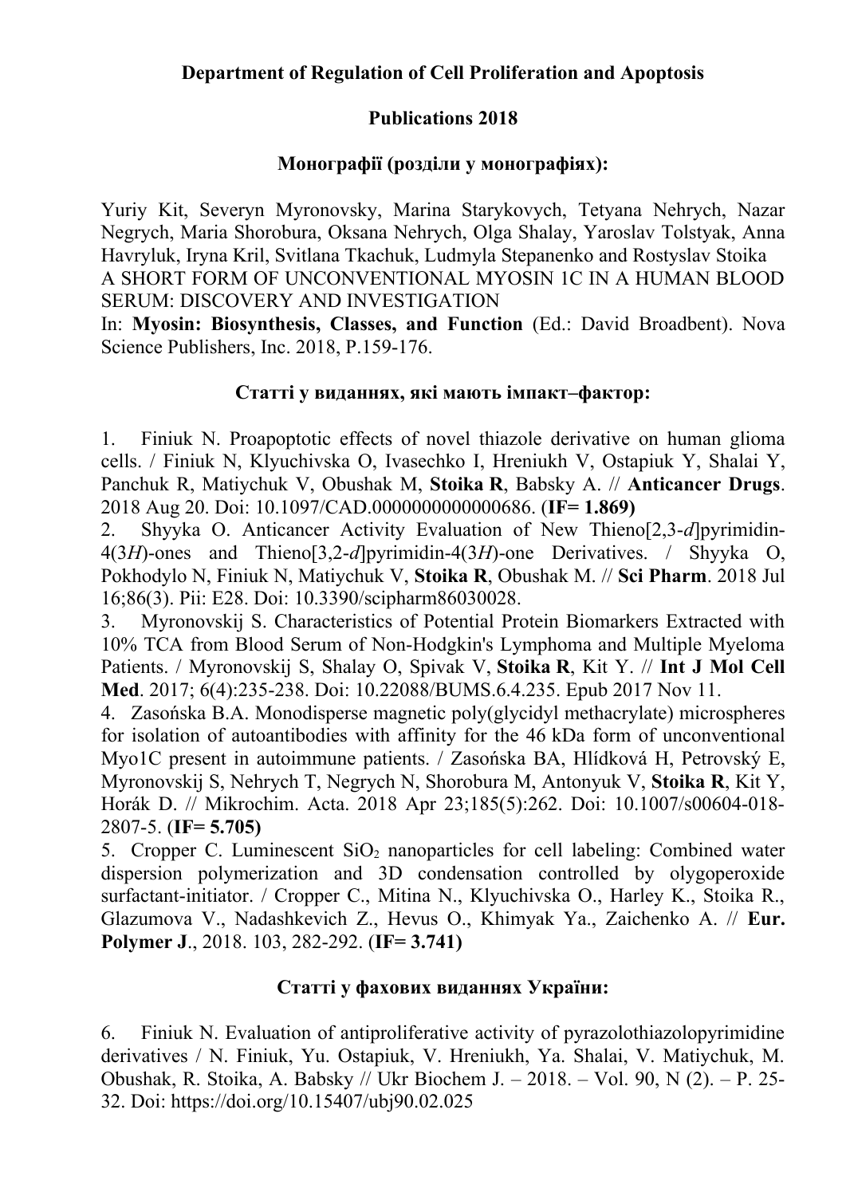# Department of Regulation of Cell Proliferation and Apoptosis

## Publications 2018

### Монографії (розділи у монографіях):

Yuriy Kit, Severyn Myronovsky, Marina Starykovych, Tetyana Nehrych, Nazar Negrych, Maria Shorobura, Oksana Nehrych, Olga Shalay, Yaroslav Tolstyak, Anna Havryluk, Iryna Kril, Svitlana Tkachuk, Ludmyla Stepanenko and Rostyslav Stoika
A SHORT FORM OF UNCONVENTIONAL MYOSIN 1C IN A HUMAN BLOOD SERUM: DISCOVERY AND INVESTIGATION
In: **Myosin: Biosynthesis, Classes, and Function** (Ed.: David Broadbent). Nova Science Publishers, Inc. 2018, P.159-176.

### Статті у виданнях, які мають імпакт–фактор:

1. Finiuk N. Proapoptotic effects of novel thiazole derivative on human glioma cells. / Finiuk N, Klyuchivska O, Ivasechko I, Hreniukh V, Ostapiuk Y, Shalai Y, Panchuk R, Matiychuk V, Obushak M, **Stoika R**, Babsky A. // **Anticancer Drugs**. 2018 Aug 20. Doi: 10.1097/CAD.0000000000000686. (**IF= 1.869)**
2. Shyyka O. Anticancer Activity Evaluation of New Thieno[2,3-*d*]pyrimidin-4(3*H*)-ones and Thieno[3,2-*d*]pyrimidin-4(3*H*)-one Derivatives. / Shyyka O, Pokhodylo N, Finiuk N, Matiychuk V, **Stoika R**, Obushak M. // **Sci Pharm**. 2018 Jul 16;86(3). Pii: E28. Doi: 10.3390/scipharm86030028.
3. Myronovskij S. Characteristics of Potential Protein Biomarkers Extracted with 10% TCA from Blood Serum of Non-Hodgkin's Lymphoma and Multiple Myeloma Patients. / Myronovskij S, Shalay O, Spivak V, **Stoika R**, Kit Y. // **Int J Mol Cell Med**. 2017; 6(4):235-238. Doi: 10.22088/BUMS.6.4.235. Epub 2017 Nov 11.
4. Zasońska B.A. Monodisperse magnetic poly(glycidyl methacrylate) microspheres for isolation of autoantibodies with affinity for the 46 kDa form of unconventional Myo1C present in autoimmune patients. / Zasońska BA, Hlídková H, Petrovský E, Myronovskij S, Nehrych T, Negrych N, Shorobura M, Antonyuk V, **Stoika R**, Kit Y, Horák D. // Mikrochim. Acta. 2018 Apr 23;185(5):262. Doi: 10.1007/s00604-018-2807-5. (**IF= 5.705)**
5. Cropper C. Luminescent $SiO_2$ nanoparticles for cell labeling: Combined water dispersion polymerization and 3D condensation controlled by olygoperoxide surfactant-initiator. / Cropper C., Mitina N., Klyuchivska O., Harley K., Stoika R., Glazumova V., Nadashkevich Z., Hevus O., Khimyak Ya., Zaichenko A. // **Eur. Polymer J**., 2018. 103, 282-292. (**IF= 3.741)**

### Статті у фахових виданнях України:

6. Finiuk N. Evaluation of antiproliferative activity of pyrazolothiazolopyrimidine derivatives / N. Finiuk, Yu. Ostapiuk, V. Hreniukh, Ya. Shalai, V. Matiychuk, M. Obushak, R. Stoika, A. Babsky // Ukr Biochem J. – 2018. – Vol. 90, N (2). – P. 25-32. Doi: https://doi.org/10.15407/ubj90.02.025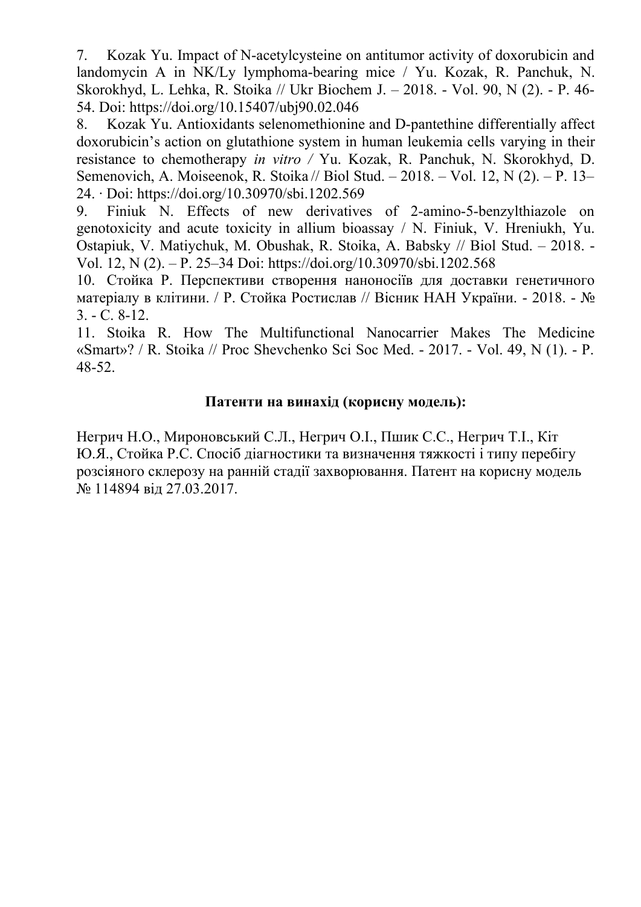7. Kozak Yu. Impact of N-acetylcysteine on antitumor activity of doxorubicin and landomycin A in NK/Ly lymphoma-bearing mice / Yu. Kozak, R. Panchuk, N. Skorokhyd, L. Lehka, R. Stoika // Ukr Biochem J. – 2018. - Vol. 90, N (2). - P. 46-54. Doi: https://doi.org/10.15407/ubj90.02.046

8. Kozak Yu. Antioxidants selenomethionine and D-pantethine differentially affect doxorubicin's action on glutathione system in human leukemia cells varying in their resistance to chemotherapy *in vitro /* Yu. Kozak, R. Panchuk, N. Skorokhyd, D. Semenovich, A. Moiseenok, R. Stoika // Biol Stud. – 2018. – Vol. 12, N (2). – P. 13–24. · Doi: https://doi.org/10.30970/sbi.1202.569

9. Finiuk N. Effects of new derivatives of 2-amino-5-benzylthiazole on genotoxicity and acute toxicity in allium bioassay / N. Finiuk, V. Hreniukh, Yu. Ostapiuk, V. Matiychuk, M. Obushak, R. Stoika, A. Babsky // Biol Stud. – 2018. - Vol. 12, N (2). – P. 25–34 Doi: https://doi.org/10.30970/sbi.1202.568

10. Стойка Р. Перспективи створення наноносіїв для доставки генетичного матеріалу в клітини. / Р. Стойка Ростислав // Вісник НАН України. - 2018. - № 3. - С. 8-12.

11. Stoika R. How The Multifunctional Nanocarrier Makes The Medicine «Smart»? / R. Stoika // Proc Shevchenko Sci Soc Med. - 2017. - Vol. 49, N (1). - P. 48-52.

**Патенти на винахід (корисну модель):**

Негрич Н.О., Мироновський С.Л., Негрич О.І., Пшик С.С., Негрич Т.І., Кіт Ю.Я., Стойка Р.С. Спосіб діагностики та визначення тяжкості і типу перебігу розсіяного склерозу на ранній стадії захворювання. Патент на корисну модель № 114894 від 27.03.2017.